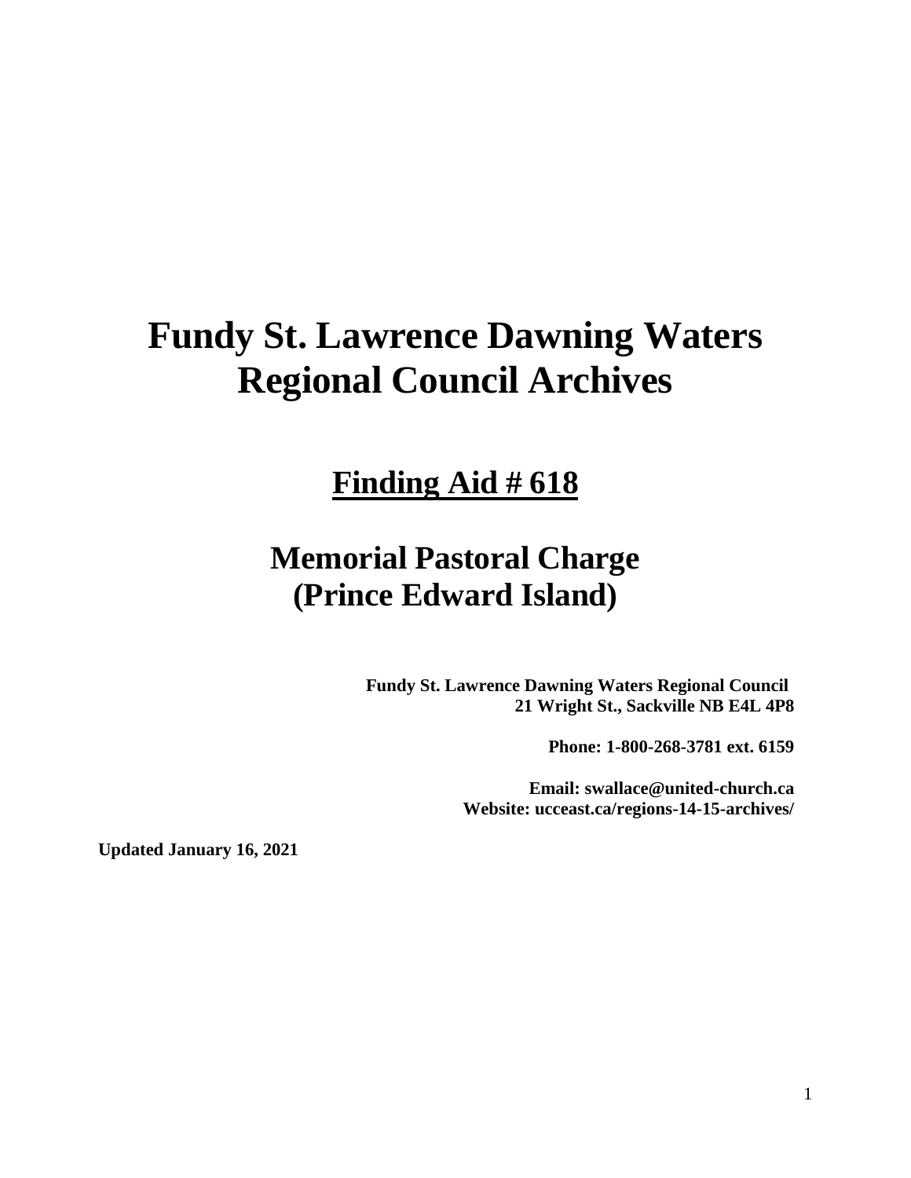# Fundy St. Lawrence Dawning Waters Regional Council Archives

## Finding Aid # 618

## Memorial Pastoral Charge (Prince Edward Island)

**Fundy St. Lawrence Dawning Waters Regional Council**
**21 Wright St., Sackville NB E4L 4P8**

**Phone: 1-800-268-3781 ext. 6159**

**Email: swallace@united-church.ca**
**Website: ucceast.ca/regions-14-15-archives/**

**Updated January 16, 2021**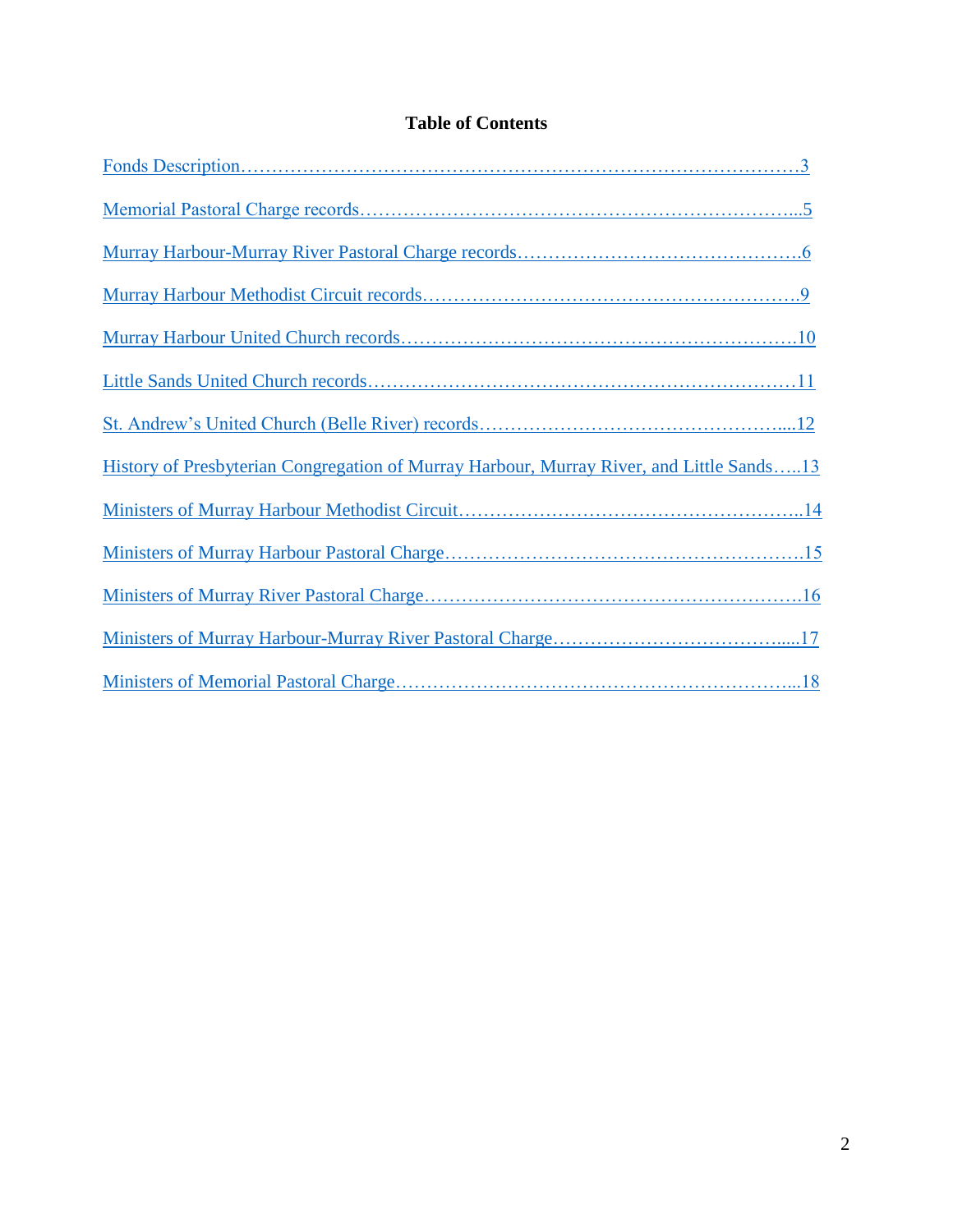**Table of Contents**

Fonds Description……………………………………………………………………………3

Memorial Pastoral Charge records………………………………………………….………...5

Murray Harbour-Murray River Pastoral Charge records……………………………………….6

Murray Harbour Methodist Circuit records…………………………………………….………9

Murray Harbour United Church records……………………………………………………….10

Little Sands United Church records…………………………………………………………11

St. Andrew's United Church (Belle River) records…………………………………………....12

History of Presbyterian Congregation of Murray Harbour, Murray River, and Little Sands…..13

Ministers of Murray Harbour Methodist Circuit………………………………………………..14

Ministers of Murray Harbour Pastoral Charge………………………………………………….15

Ministers of Murray River Pastoral Charge……………………………………………………16

Ministers of Murray Harbour-Murray River Pastoral Charge………………………………….....17

Ministers of Memorial Pastoral Charge………………………………………………………...18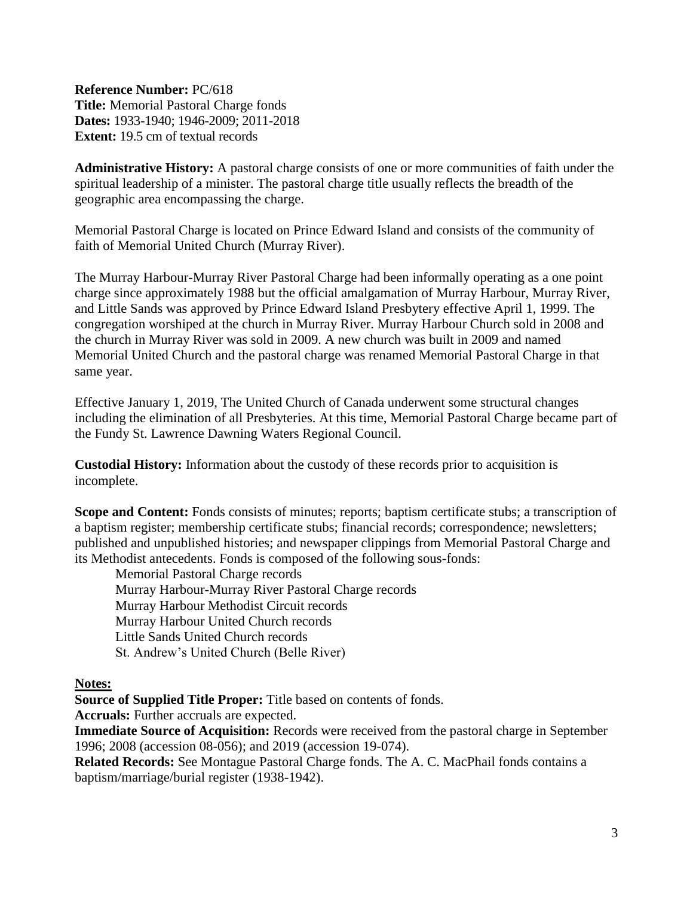**Reference Number:** PC/618
**Title:** Memorial Pastoral Charge fonds
**Dates:** 1933-1940; 1946-2009; 2011-2018
**Extent:** 19.5 cm of textual records

**Administrative History:** A pastoral charge consists of one or more communities of faith under the spiritual leadership of a minister. The pastoral charge title usually reflects the breadth of the geographic area encompassing the charge.

Memorial Pastoral Charge is located on Prince Edward Island and consists of the community of faith of Memorial United Church (Murray River).

The Murray Harbour-Murray River Pastoral Charge had been informally operating as a one point charge since approximately 1988 but the official amalgamation of Murray Harbour, Murray River, and Little Sands was approved by Prince Edward Island Presbytery effective April 1, 1999. The congregation worshiped at the church in Murray River. Murray Harbour Church sold in 2008 and the church in Murray River was sold in 2009. A new church was built in 2009 and named Memorial United Church and the pastoral charge was renamed Memorial Pastoral Charge in that same year.

Effective January 1, 2019, The United Church of Canada underwent some structural changes including the elimination of all Presbyteries. At this time, Memorial Pastoral Charge became part of the Fundy St. Lawrence Dawning Waters Regional Council.

**Custodial History:** Information about the custody of these records prior to acquisition is incomplete.

**Scope and Content:** Fonds consists of minutes; reports; baptism certificate stubs; a transcription of a baptism register; membership certificate stubs; financial records; correspondence; newsletters; published and unpublished histories; and newspaper clippings from Memorial Pastoral Charge and its Methodist antecedents. Fonds is composed of the following sous-fonds:

- Memorial Pastoral Charge records
- Murray Harbour-Murray River Pastoral Charge records
- Murray Harbour Methodist Circuit records
- Murray Harbour United Church records
- Little Sands United Church records
- St. Andrew's United Church (Belle River)

**Notes:**

**Source of Supplied Title Proper:** Title based on contents of fonds.
**Accruals:** Further accruals are expected.
**Immediate Source of Acquisition:** Records were received from the pastoral charge in September 1996; 2008 (accession 08-056); and 2019 (accession 19-074).
**Related Records:** See Montague Pastoral Charge fonds. The A. C. MacPhail fonds contains a baptism/marriage/burial register (1938-1942).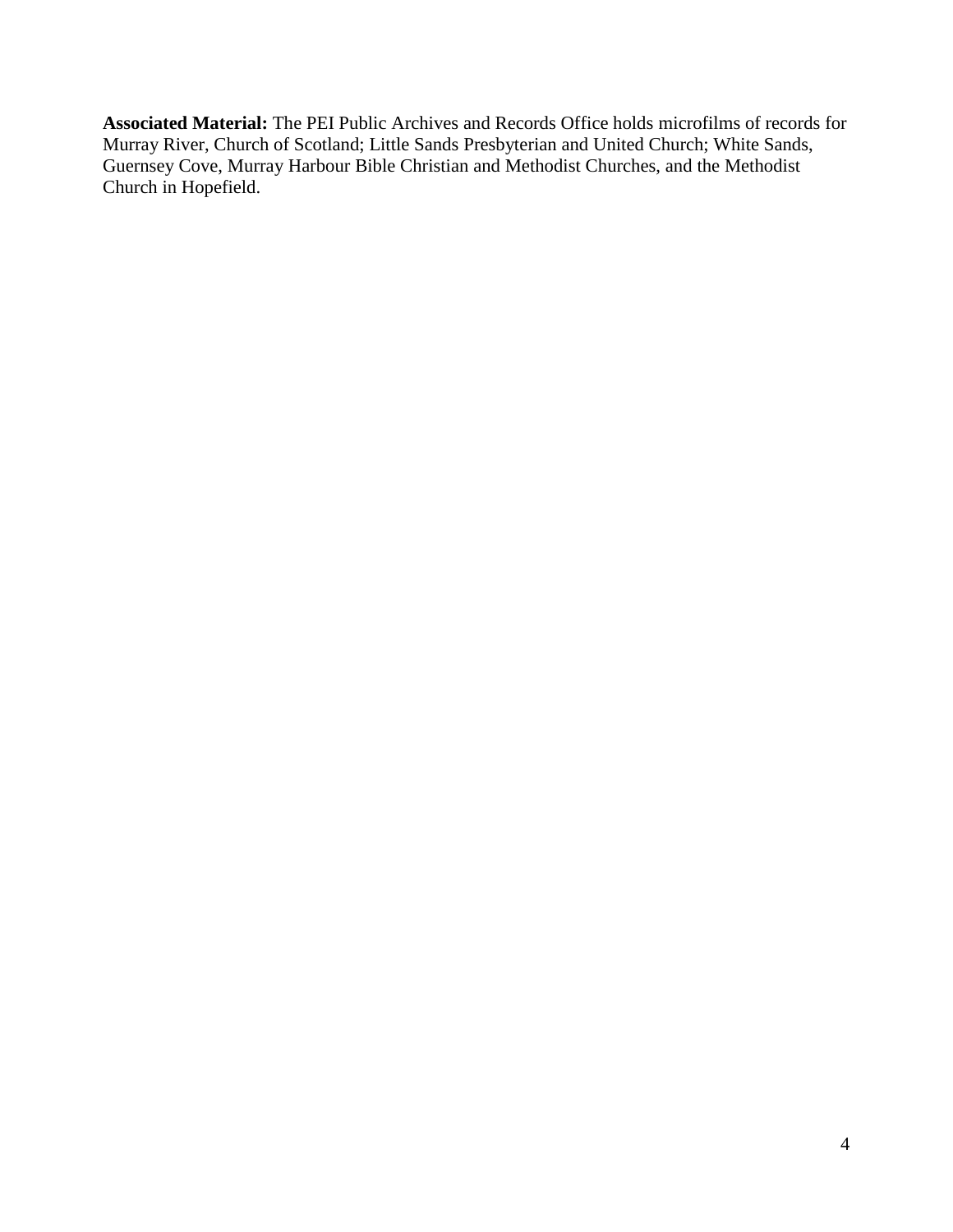**Associated Material:** The PEI Public Archives and Records Office holds microfilms of records for Murray River, Church of Scotland; Little Sands Presbyterian and United Church; White Sands, Guernsey Cove, Murray Harbour Bible Christian and Methodist Churches, and the Methodist Church in Hopefield.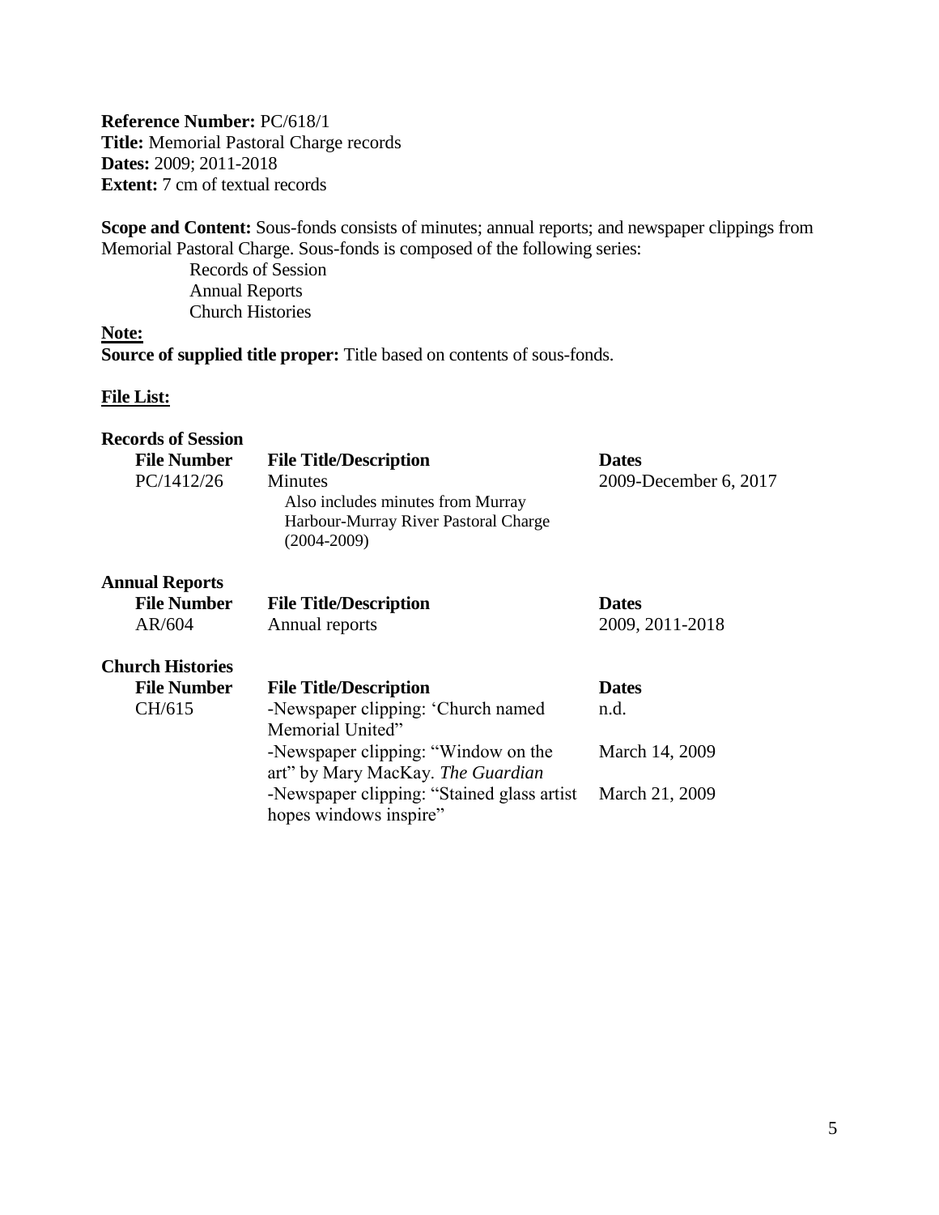**Reference Number:** PC/618/1
**Title:** Memorial Pastoral Charge records
**Dates:** 2009; 2011-2018
**Extent:** 7 cm of textual records

**Scope and Content:** Sous-fonds consists of minutes; annual reports; and newspaper clippings from Memorial Pastoral Charge. Sous-fonds is composed of the following series:

- Records of Session
- Annual Reports
- Church Histories

**Note:**

**Source of supplied title proper:** Title based on contents of sous-fonds.

**File List:**

**Records of Session**

| File Number | File Title/Description | Dates |
|---|---|---|
| PC/1412/26 | Minutes<br>Also includes minutes from Murray Harbour-Murray River Pastoral Charge (2004-2009) | 2009-December 6, 2017 |

**Annual Reports**

| File Number | File Title/Description | Dates |
|---|---|---|
| AR/604 | Annual reports | 2009, 2011-2018 |

**Church Histories**

| File Number | File Title/Description | Dates |
|---|---|---|
| CH/615 | -Newspaper clipping: 'Church named Memorial United" | n.d. |
| | -Newspaper clipping: "Window on the art" by Mary MacKay. *The Guardian* | March 14, 2009 |
| | -Newspaper clipping: "Stained glass artist hopes windows inspire" | March 21, 2009 |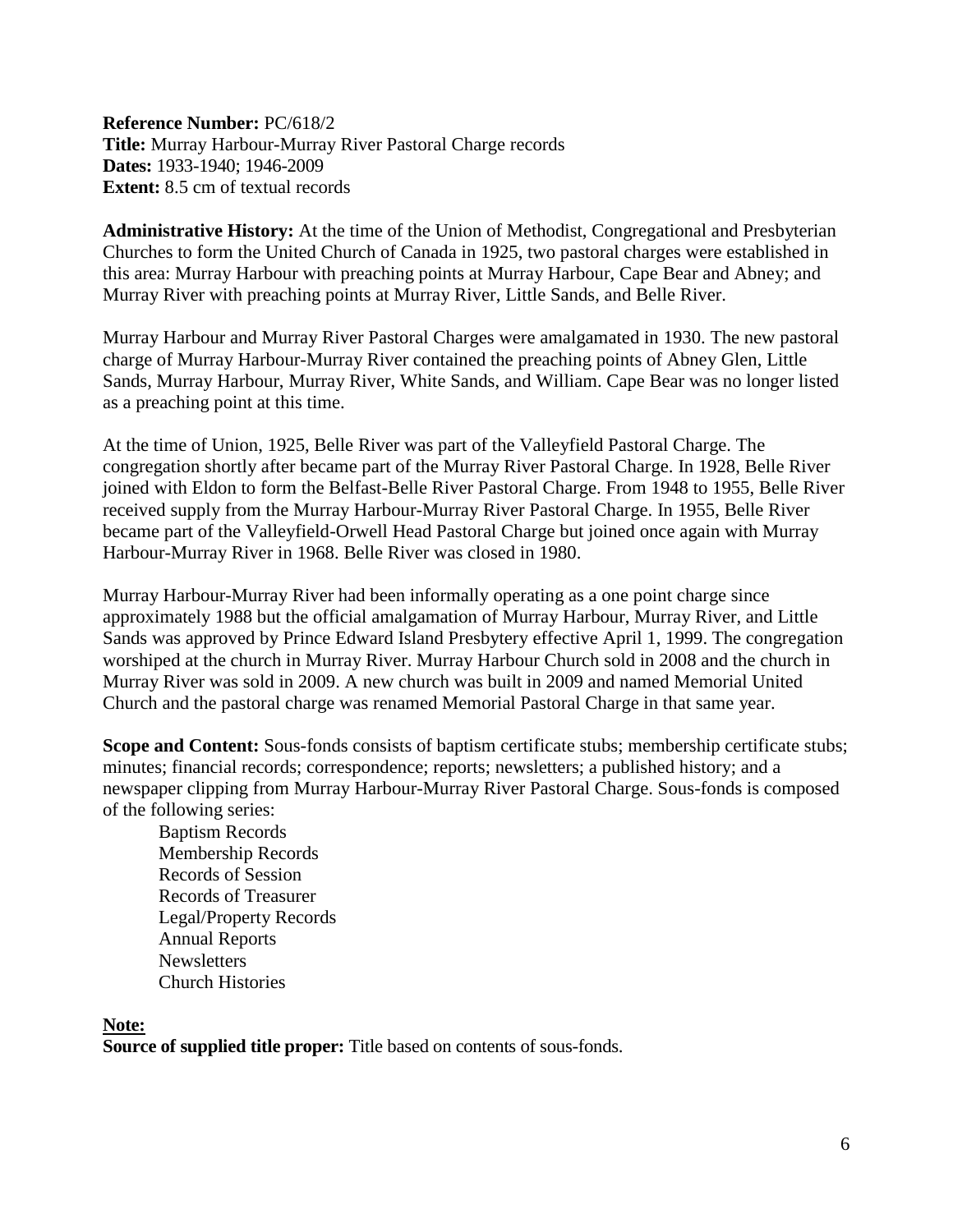**Reference Number:** PC/618/2
**Title:** Murray Harbour-Murray River Pastoral Charge records
**Dates:** 1933-1940; 1946-2009
**Extent:** 8.5 cm of textual records

**Administrative History:** At the time of the Union of Methodist, Congregational and Presbyterian Churches to form the United Church of Canada in 1925, two pastoral charges were established in this area: Murray Harbour with preaching points at Murray Harbour, Cape Bear and Abney; and Murray River with preaching points at Murray River, Little Sands, and Belle River.

Murray Harbour and Murray River Pastoral Charges were amalgamated in 1930. The new pastoral charge of Murray Harbour-Murray River contained the preaching points of Abney Glen, Little Sands, Murray Harbour, Murray River, White Sands, and William. Cape Bear was no longer listed as a preaching point at this time.

At the time of Union, 1925, Belle River was part of the Valleyfield Pastoral Charge. The congregation shortly after became part of the Murray River Pastoral Charge. In 1928, Belle River joined with Eldon to form the Belfast-Belle River Pastoral Charge. From 1948 to 1955, Belle River received supply from the Murray Harbour-Murray River Pastoral Charge. In 1955, Belle River became part of the Valleyfield-Orwell Head Pastoral Charge but joined once again with Murray Harbour-Murray River in 1968. Belle River was closed in 1980.

Murray Harbour-Murray River had been informally operating as a one point charge since approximately 1988 but the official amalgamation of Murray Harbour, Murray River, and Little Sands was approved by Prince Edward Island Presbytery effective April 1, 1999. The congregation worshiped at the church in Murray River. Murray Harbour Church sold in 2008 and the church in Murray River was sold in 2009. A new church was built in 2009 and named Memorial United Church and the pastoral charge was renamed Memorial Pastoral Charge in that same year.

**Scope and Content:** Sous-fonds consists of baptism certificate stubs; membership certificate stubs; minutes; financial records; correspondence; reports; newsletters; a published history; and a newspaper clipping from Murray Harbour-Murray River Pastoral Charge. Sous-fonds is composed of the following series:

- Baptism Records
- Membership Records
- Records of Session
- Records of Treasurer
- Legal/Property Records
- Annual Reports
- Newsletters
- Church Histories

**Note:**
**Source of supplied title proper:** Title based on contents of sous-fonds.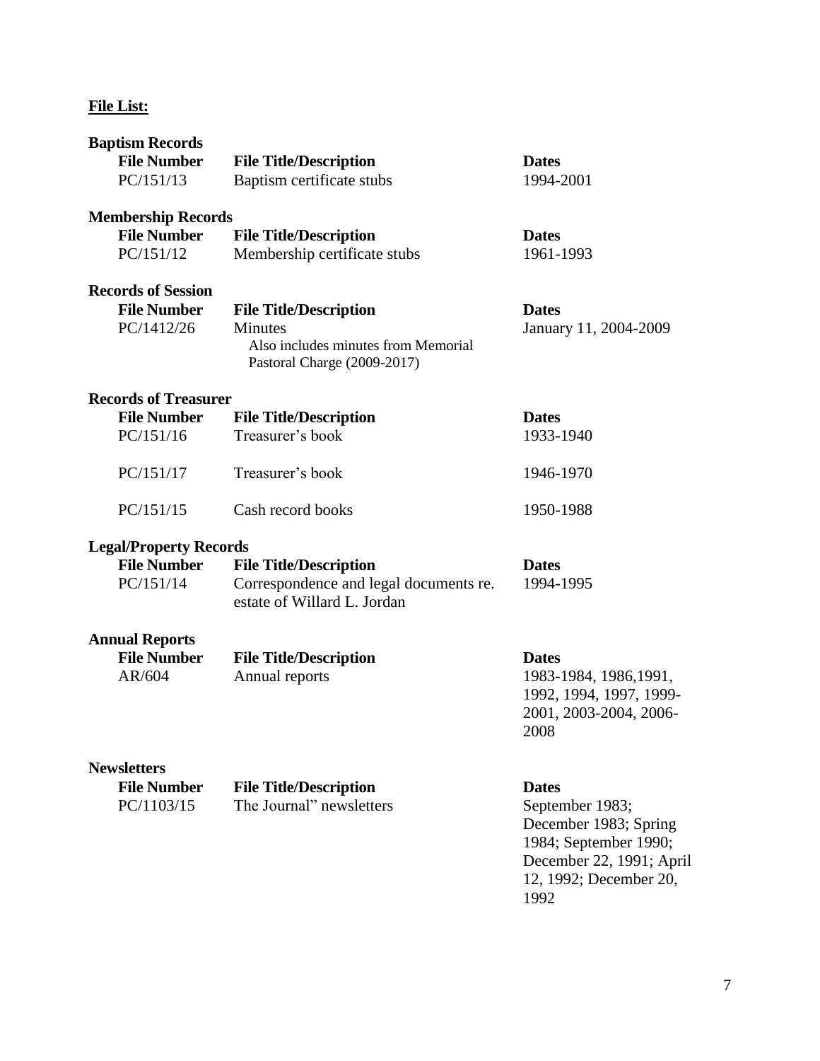**File List:**

**Baptism Records**

| File Number | File Title/Description | Dates |
|---|---|---|
| PC/151/13 | Baptism certificate stubs | 1994-2001 |

**Membership Records**

| File Number | File Title/Description | Dates |
|---|---|---|
| PC/151/12 | Membership certificate stubs | 1961-1993 |

**Records of Session**

| File Number | File Title/Description | Dates |
|---|---|---|
| PC/1412/26 | Minutes<br>Also includes minutes from Memorial Pastoral Charge (2009-2017) | January 11, 2004-2009 |

**Records of Treasurer**

| File Number | File Title/Description | Dates |
|---|---|---|
| PC/151/16 | Treasurer's book | 1933-1940 |
| PC/151/17 | Treasurer's book | 1946-1970 |
| PC/151/15 | Cash record books | 1950-1988 |

**Legal/Property Records**

| File Number | File Title/Description | Dates |
|---|---|---|
| PC/151/14 | Correspondence and legal documents re. estate of Willard L. Jordan | 1994-1995 |

**Annual Reports**

| File Number | File Title/Description | Dates |
|---|---|---|
| AR/604 | Annual reports | 1983-1984, 1986,1991, 1992, 1994, 1997, 1999-2001, 2003-2004, 2006-2008 |

**Newsletters**

| File Number | File Title/Description | Dates |
|---|---|---|
| PC/1103/15 | The Journal" newsletters | September 1983; December 1983; Spring 1984; September 1990; December 22, 1991; April 12, 1992; December 20, 1992 |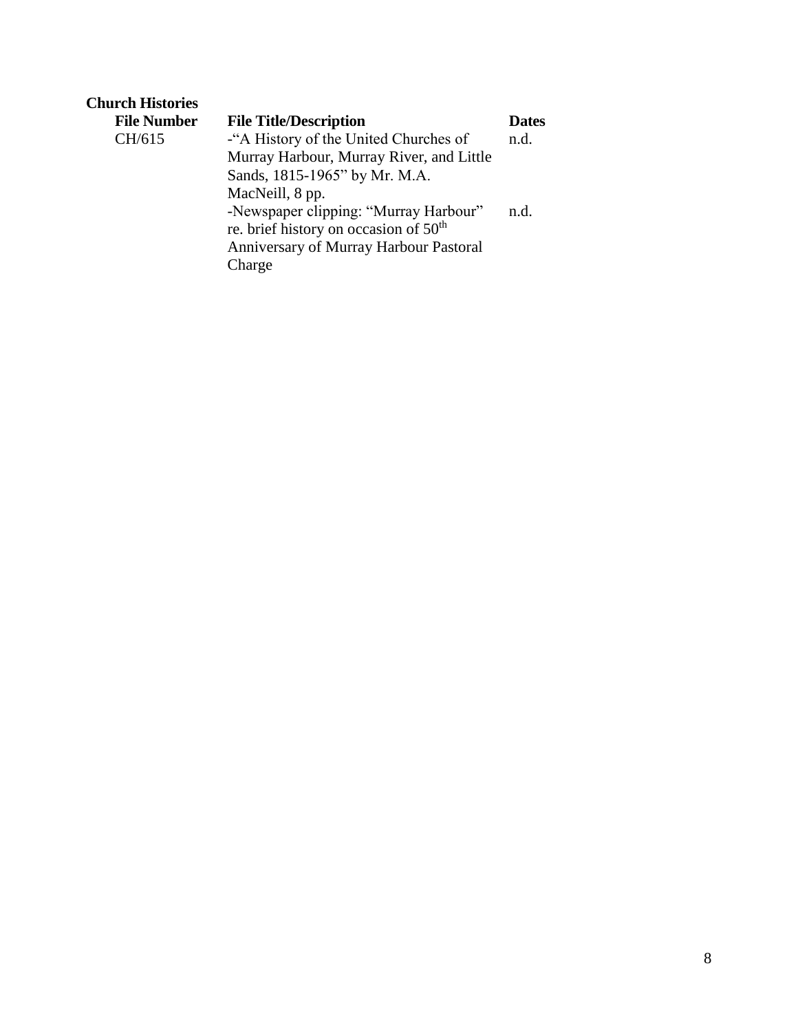**Church Histories**

| File Number | File Title/Description | Dates |
| --- | --- | --- |
| CH/615 | -"A History of the United Churches of Murray Harbour, Murray River, and Little Sands, 1815-1965" by Mr. M.A. MacNeill, 8 pp. | n.d. |
| | -Newspaper clipping: "Murray Harbour" re. brief history on occasion of 50th Anniversary of Murray Harbour Pastoral Charge | n.d. |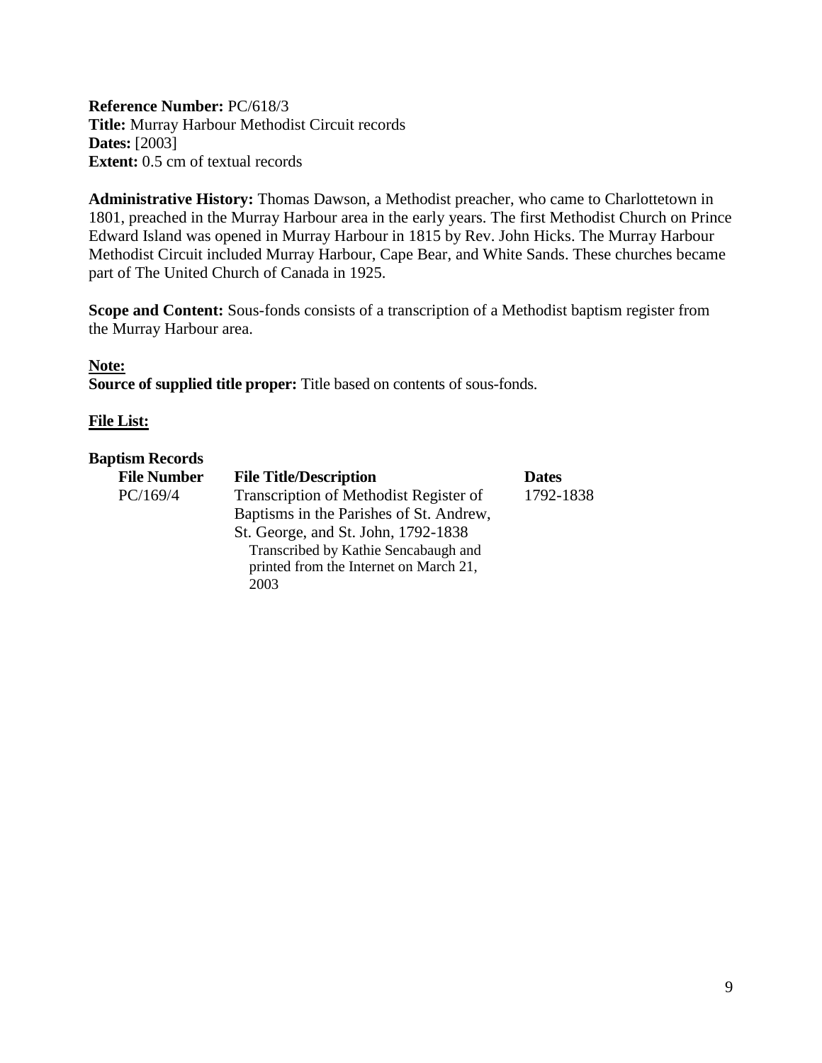**Reference Number:** PC/618/3
**Title:** Murray Harbour Methodist Circuit records
**Dates:** [2003]
**Extent:** 0.5 cm of textual records

**Administrative History:** Thomas Dawson, a Methodist preacher, who came to Charlottetown in 1801, preached in the Murray Harbour area in the early years. The first Methodist Church on Prince Edward Island was opened in Murray Harbour in 1815 by Rev. John Hicks. The Murray Harbour Methodist Circuit included Murray Harbour, Cape Bear, and White Sands. These churches became part of The United Church of Canada in 1925.

**Scope and Content:** Sous-fonds consists of a transcription of a Methodist baptism register from the Murray Harbour area.

**Note:**
**Source of supplied title proper:** Title based on contents of sous-fonds.

**File List:**

**Baptism Records**

| File Number | File Title/Description | Dates |
|---|---|---|
| PC/169/4 | Transcription of Methodist Register of Baptisms in the Parishes of St. Andrew, St. George, and St. John, 1792-1838 Transcribed by Kathie Sencabaugh and printed from the Internet on March 21, 2003 | 1792-1838 |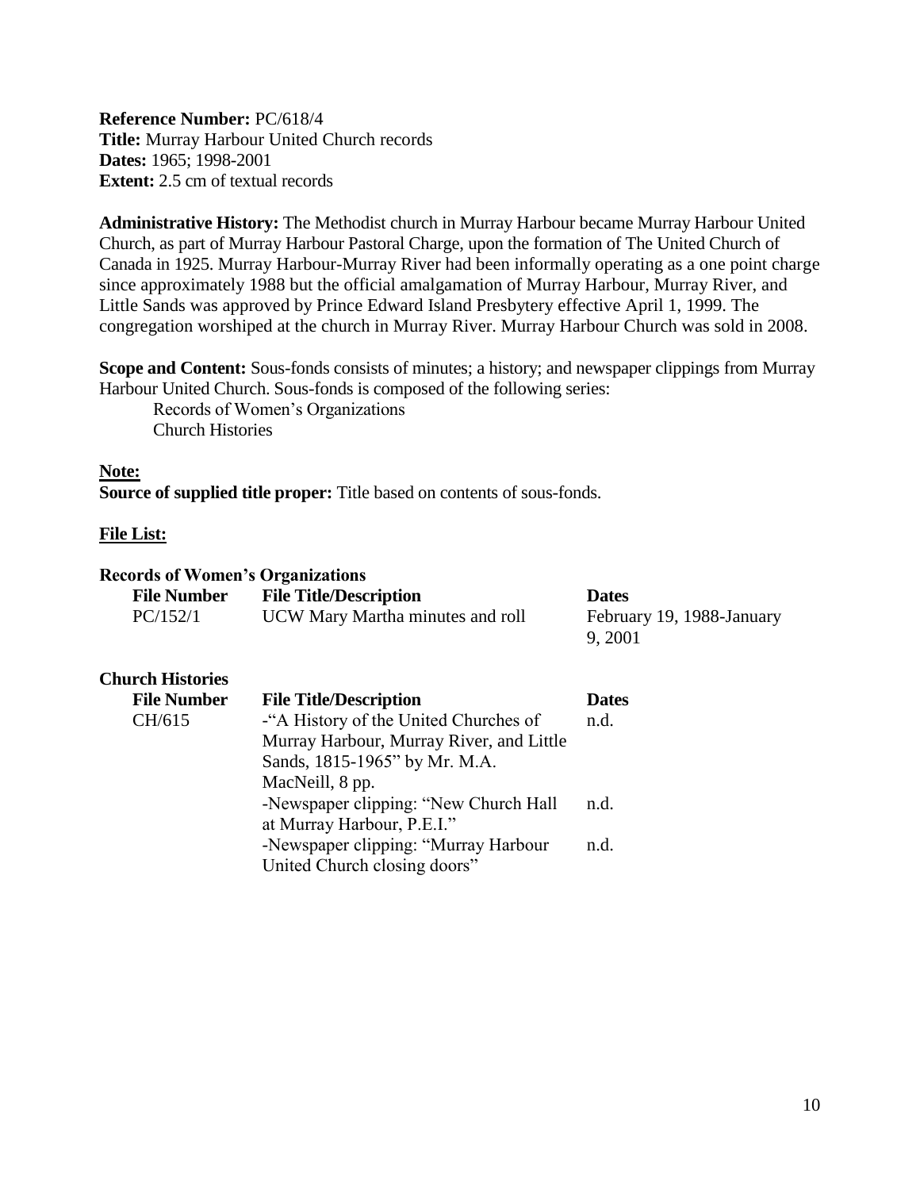**Reference Number:** PC/618/4
**Title:** Murray Harbour United Church records
**Dates:** 1965; 1998-2001
**Extent:** 2.5 cm of textual records

**Administrative History:** The Methodist church in Murray Harbour became Murray Harbour United Church, as part of Murray Harbour Pastoral Charge, upon the formation of The United Church of Canada in 1925. Murray Harbour-Murray River had been informally operating as a one point charge since approximately 1988 but the official amalgamation of Murray Harbour, Murray River, and Little Sands was approved by Prince Edward Island Presbytery effective April 1, 1999. The congregation worshiped at the church in Murray River. Murray Harbour Church was sold in 2008.

**Scope and Content:** Sous-fonds consists of minutes; a history; and newspaper clippings from Murray Harbour United Church. Sous-fonds is composed of the following series:

Records of Women's Organizations
Church Histories

**Note:**
**Source of supplied title proper:** Title based on contents of sous-fonds.

**File List:**

**Records of Women's Organizations**

| File Number | File Title/Description | Dates |
|---|---|---|
| PC/152/1 | UCW Mary Martha minutes and roll | February 19, 1988-January 9, 2001 |

**Church Histories**

| File Number | File Title/Description | Dates |
|---|---|---|
| CH/615 | -"A History of the United Churches of Murray Harbour, Murray River, and Little Sands, 1815-1965" by Mr. M.A. MacNeill, 8 pp. | n.d. |
| | -Newspaper clipping: "New Church Hall at Murray Harbour, P.E.I." | n.d. |
| | -Newspaper clipping: "Murray Harbour United Church closing doors" | n.d. |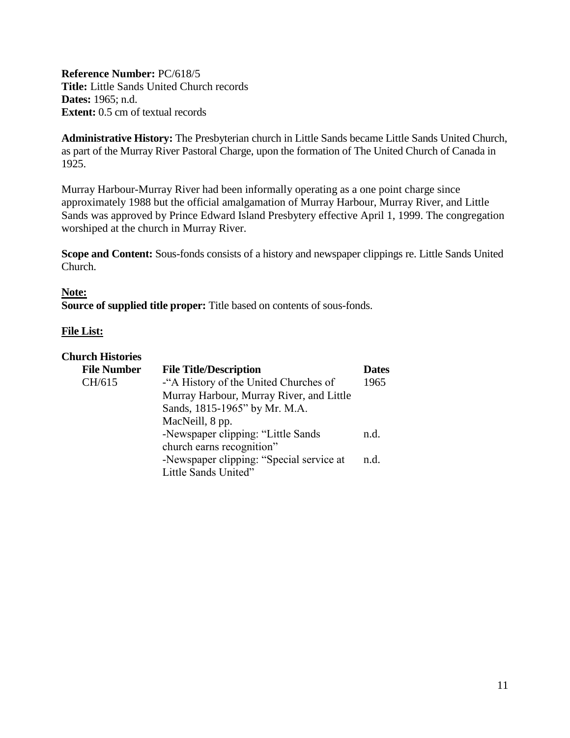**Reference Number:** PC/618/5
**Title:** Little Sands United Church records
**Dates:** 1965; n.d.
**Extent:** 0.5 cm of textual records

**Administrative History:** The Presbyterian church in Little Sands became Little Sands United Church, as part of the Murray River Pastoral Charge, upon the formation of The United Church of Canada in 1925.

Murray Harbour-Murray River had been informally operating as a one point charge since approximately 1988 but the official amalgamation of Murray Harbour, Murray River, and Little Sands was approved by Prince Edward Island Presbytery effective April 1, 1999. The congregation worshiped at the church in Murray River.

**Scope and Content:** Sous-fonds consists of a history and newspaper clippings re. Little Sands United Church.

**Note:**
**Source of supplied title proper:** Title based on contents of sous-fonds.

**File List:**

**Church Histories**

| File Number | File Title/Description | Dates |
|---|---|---|
| CH/615 | -"A History of the United Churches of Murray Harbour, Murray River, and Little Sands, 1815-1965" by Mr. M.A. MacNeill, 8 pp. | 1965 |
| | -Newspaper clipping: "Little Sands church earns recognition" | n.d. |
| | -Newspaper clipping: "Special service at Little Sands United" | n.d. |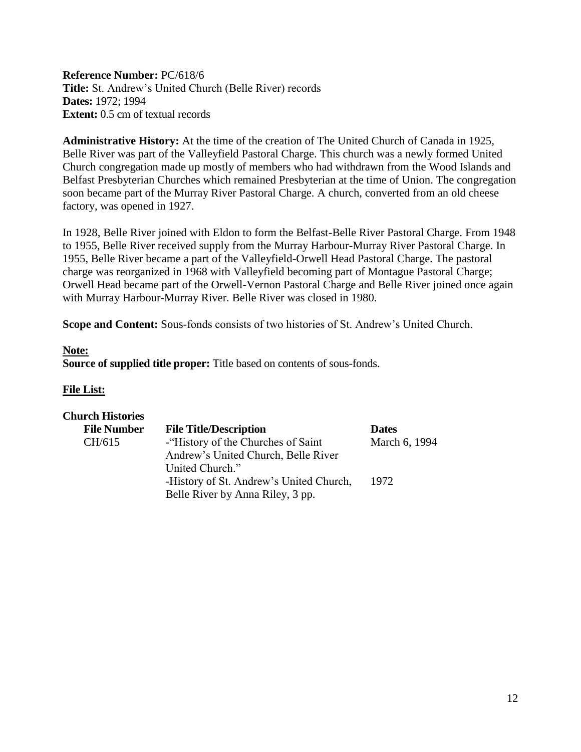**Reference Number:** PC/618/6
**Title:** St. Andrew's United Church (Belle River) records
**Dates:** 1972; 1994
**Extent:** 0.5 cm of textual records

**Administrative History:** At the time of the creation of The United Church of Canada in 1925, Belle River was part of the Valleyfield Pastoral Charge. This church was a newly formed United Church congregation made up mostly of members who had withdrawn from the Wood Islands and Belfast Presbyterian Churches which remained Presbyterian at the time of Union. The congregation soon became part of the Murray River Pastoral Charge. A church, converted from an old cheese factory, was opened in 1927.

In 1928, Belle River joined with Eldon to form the Belfast-Belle River Pastoral Charge. From 1948 to 1955, Belle River received supply from the Murray Harbour-Murray River Pastoral Charge. In 1955, Belle River became a part of the Valleyfield-Orwell Head Pastoral Charge. The pastoral charge was reorganized in 1968 with Valleyfield becoming part of Montague Pastoral Charge; Orwell Head became part of the Orwell-Vernon Pastoral Charge and Belle River joined once again with Murray Harbour-Murray River. Belle River was closed in 1980.

**Scope and Content:** Sous-fonds consists of two histories of St. Andrew's United Church.

**Note:**
**Source of supplied title proper:** Title based on contents of sous-fonds.

**File List:**

**Church Histories**

| File Number | File Title/Description | Dates |
|---|---|---|
| CH/615 | -"History of the Churches of Saint Andrew's United Church, Belle River United Church." | March 6, 1994 |
| | -History of St. Andrew's United Church, Belle River by Anna Riley, 3 pp. | 1972 |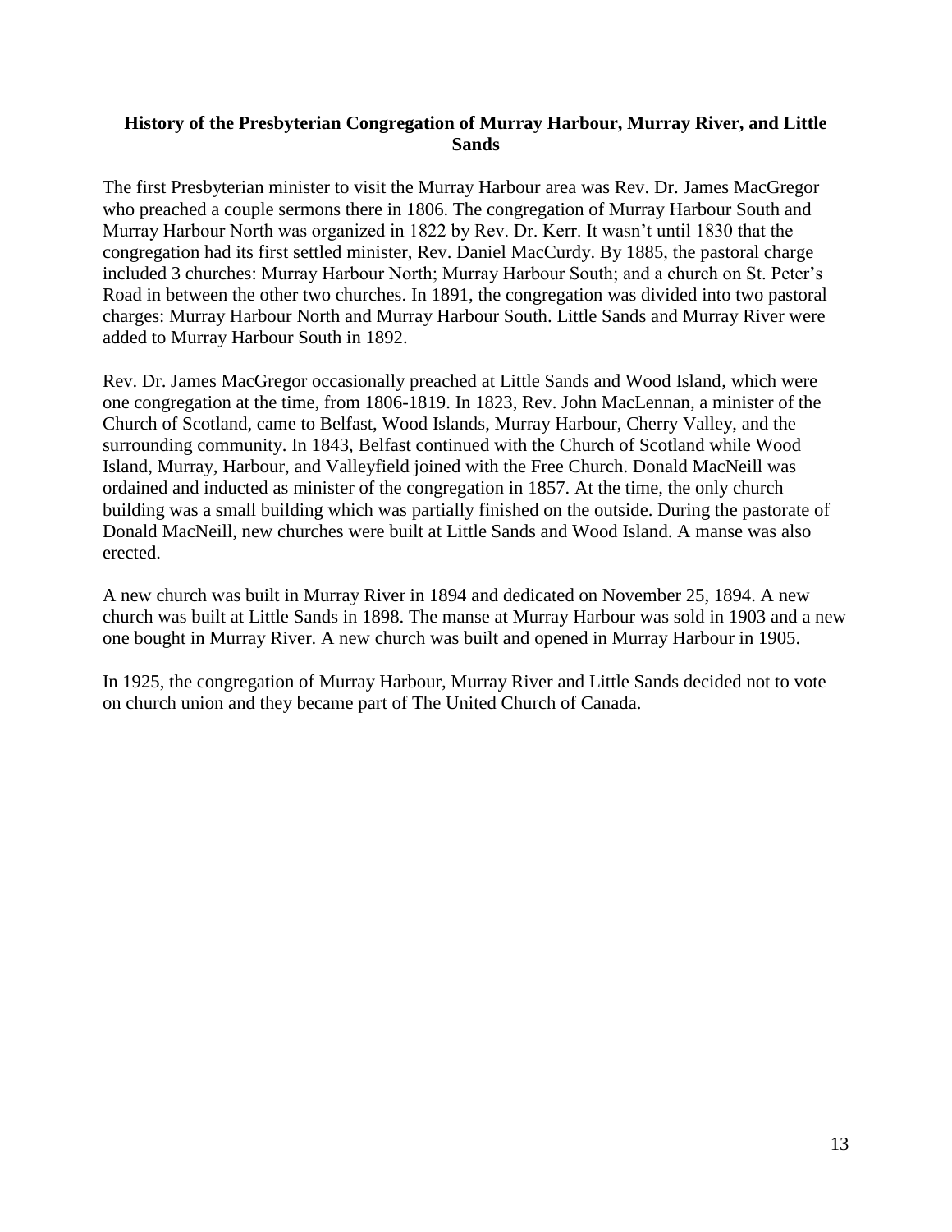**History of the Presbyterian Congregation of Murray Harbour, Murray River, and Little Sands**

The first Presbyterian minister to visit the Murray Harbour area was Rev. Dr. James MacGregor who preached a couple sermons there in 1806. The congregation of Murray Harbour South and Murray Harbour North was organized in 1822 by Rev. Dr. Kerr. It wasn't until 1830 that the congregation had its first settled minister, Rev. Daniel MacCurdy. By 1885, the pastoral charge included 3 churches: Murray Harbour North; Murray Harbour South; and a church on St. Peter's Road in between the other two churches. In 1891, the congregation was divided into two pastoral charges: Murray Harbour North and Murray Harbour South. Little Sands and Murray River were added to Murray Harbour South in 1892.

Rev. Dr. James MacGregor occasionally preached at Little Sands and Wood Island, which were one congregation at the time, from 1806-1819. In 1823, Rev. John MacLennan, a minister of the Church of Scotland, came to Belfast, Wood Islands, Murray Harbour, Cherry Valley, and the surrounding community. In 1843, Belfast continued with the Church of Scotland while Wood Island, Murray, Harbour, and Valleyfield joined with the Free Church. Donald MacNeill was ordained and inducted as minister of the congregation in 1857. At the time, the only church building was a small building which was partially finished on the outside. During the pastorate of Donald MacNeill, new churches were built at Little Sands and Wood Island. A manse was also erected.

A new church was built in Murray River in 1894 and dedicated on November 25, 1894. A new church was built at Little Sands in 1898. The manse at Murray Harbour was sold in 1903 and a new one bought in Murray River. A new church was built and opened in Murray Harbour in 1905.

In 1925, the congregation of Murray Harbour, Murray River and Little Sands decided not to vote on church union and they became part of The United Church of Canada.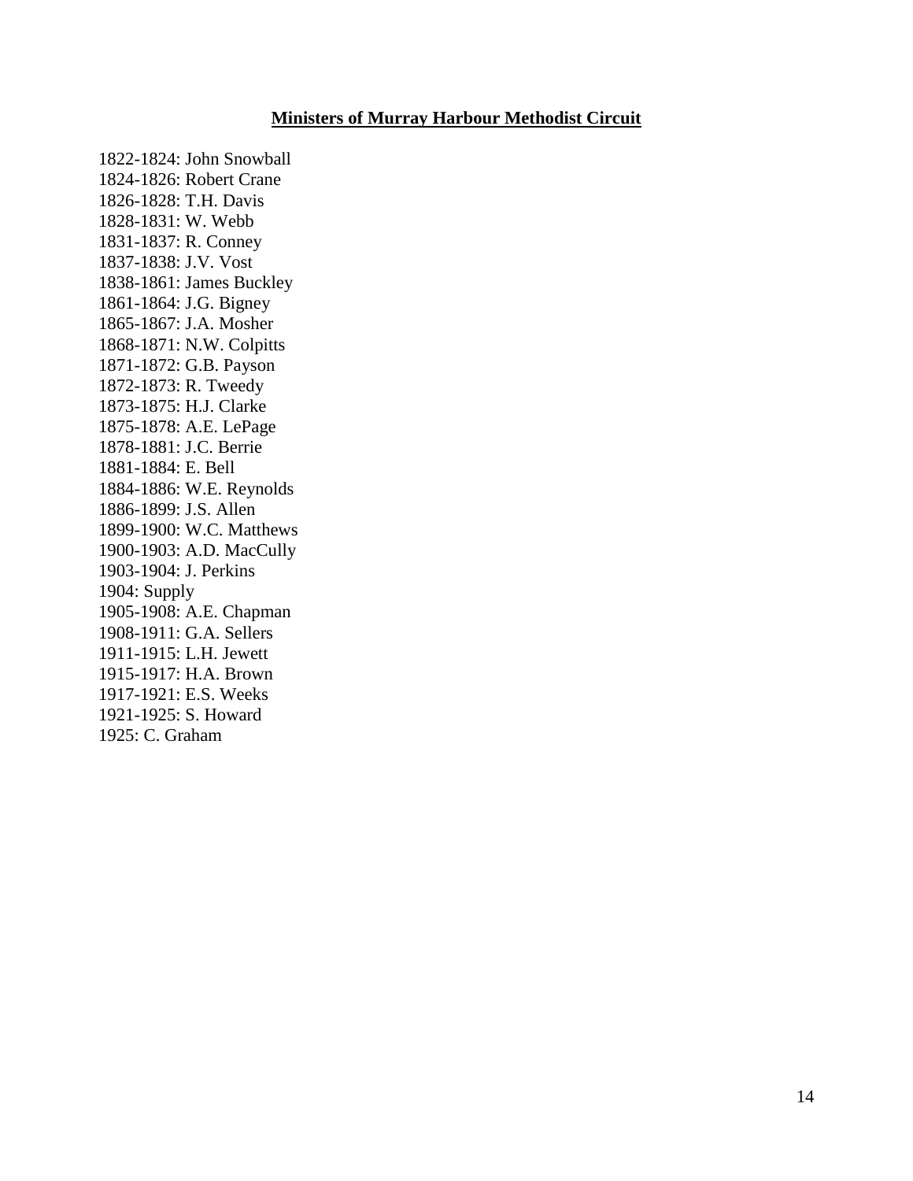## Ministers of Murray Harbour Methodist Circuit

1822-1824: John Snowball
1824-1826: Robert Crane
1826-1828: T.H. Davis
1828-1831: W. Webb
1831-1837: R. Conney
1837-1838: J.V. Vost
1838-1861: James Buckley
1861-1864: J.G. Bigney
1865-1867: J.A. Mosher
1868-1871: N.W. Colpitts
1871-1872: G.B. Payson
1872-1873: R. Tweedy
1873-1875: H.J. Clarke
1875-1878: A.E. LePage
1878-1881: J.C. Berrie
1881-1884: E. Bell
1884-1886: W.E. Reynolds
1886-1899: J.S. Allen
1899-1900: W.C. Matthews
1900-1903: A.D. MacCully
1903-1904: J. Perkins
1904: Supply
1905-1908: A.E. Chapman
1908-1911: G.A. Sellers
1911-1915: L.H. Jewett
1915-1917: H.A. Brown
1917-1921: E.S. Weeks
1921-1925: S. Howard
1925: C. Graham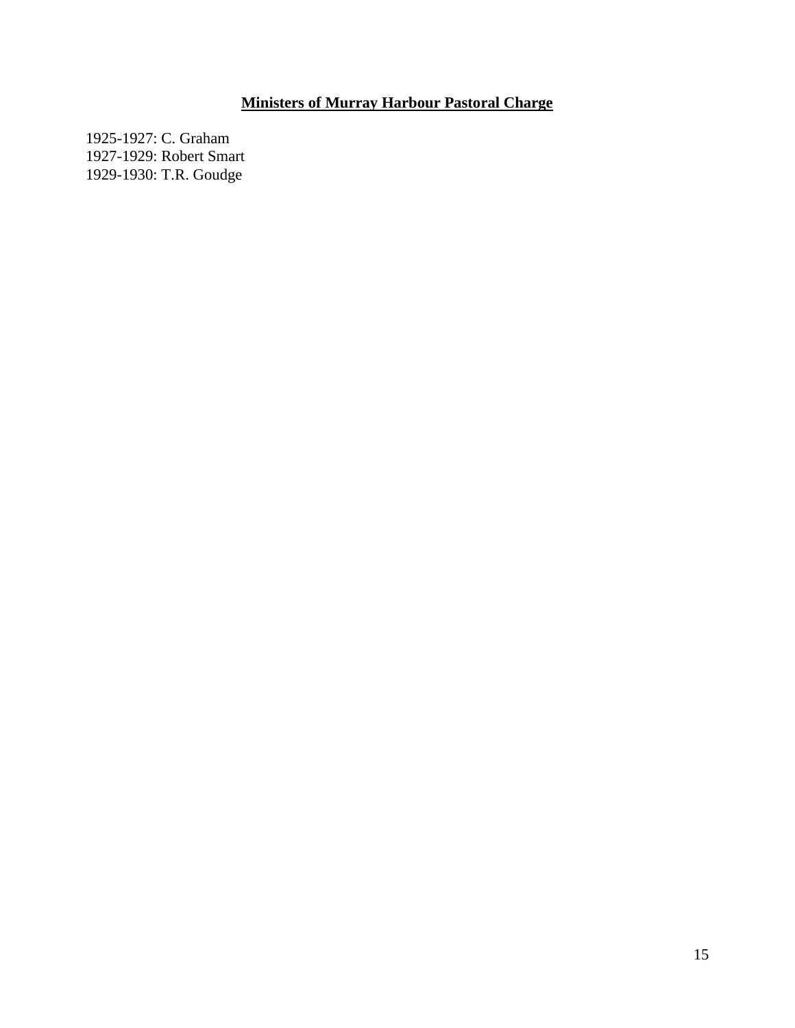## Ministers of Murray Harbour Pastoral Charge

1925-1927: C. Graham
1927-1929: Robert Smart
1929-1930: T.R. Goudge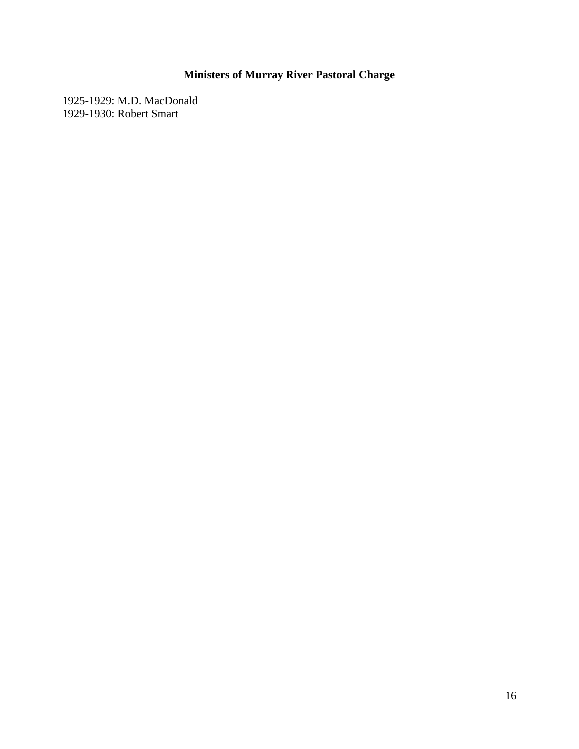## Ministers of Murray River Pastoral Charge

1925-1929: M.D. MacDonald
1929-1930: Robert Smart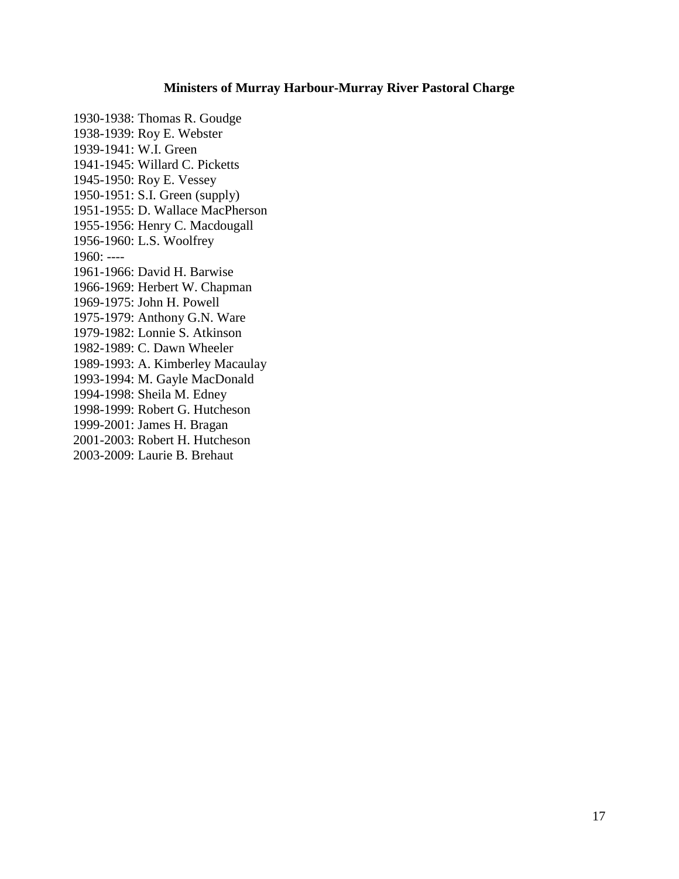## Ministers of Murray Harbour-Murray River Pastoral Charge

1930-1938: Thomas R. Goudge
1938-1939: Roy E. Webster
1939-1941: W.I. Green
1941-1945: Willard C. Picketts
1945-1950: Roy E. Vessey
1950-1951: S.I. Green (supply)
1951-1955: D. Wallace MacPherson
1955-1956: Henry C. Macdougall
1956-1960: L.S. Woolfrey
1960: ----
1961-1966: David H. Barwise
1966-1969: Herbert W. Chapman
1969-1975: John H. Powell
1975-1979: Anthony G.N. Ware
1979-1982: Lonnie S. Atkinson
1982-1989: C. Dawn Wheeler
1989-1993: A. Kimberley Macaulay
1993-1994: M. Gayle MacDonald
1994-1998: Sheila M. Edney
1998-1999: Robert G. Hutcheson
1999-2001: James H. Bragan
2001-2003: Robert H. Hutcheson
2003-2009: Laurie B. Brehaut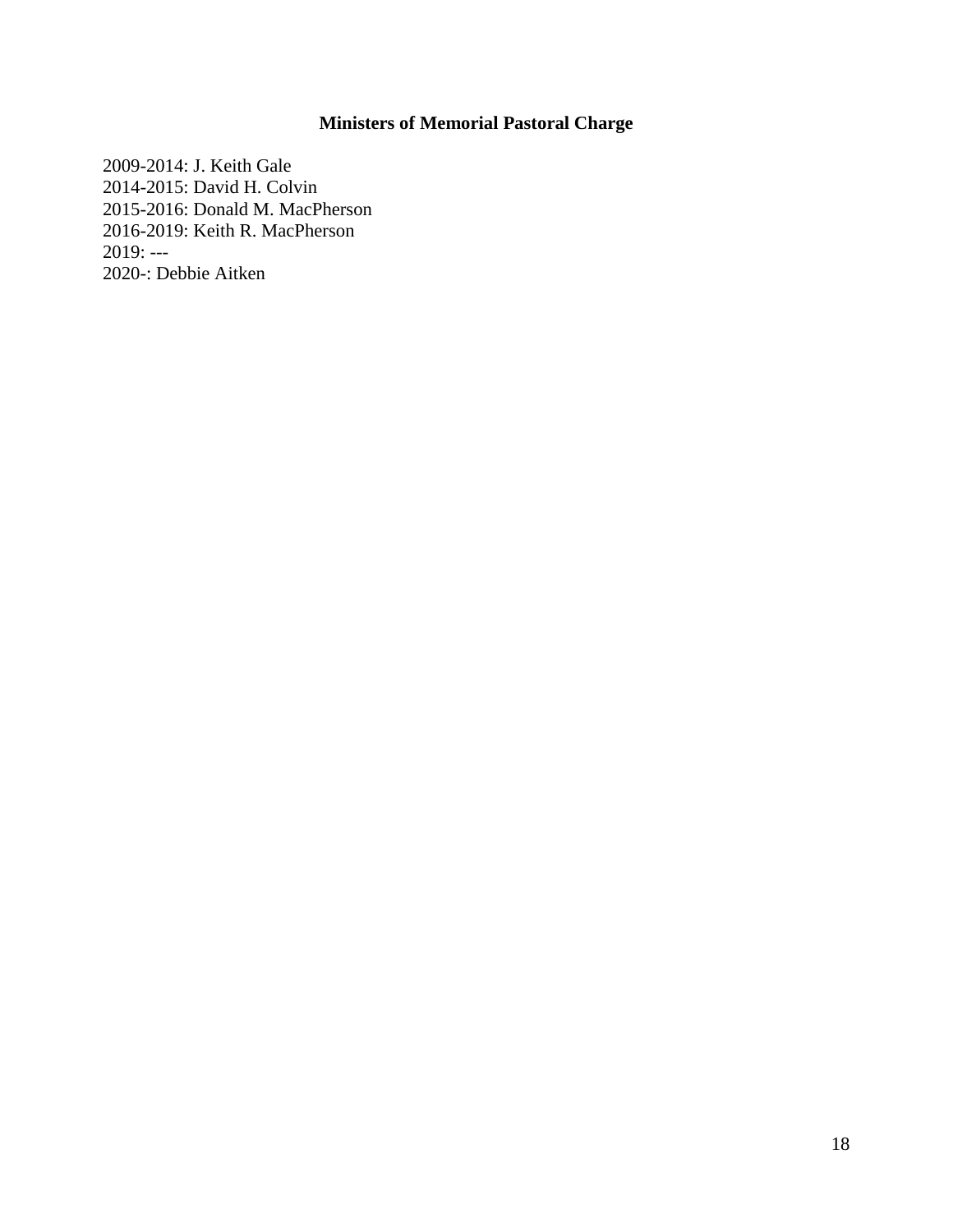**Ministers of Memorial Pastoral Charge**

2009-2014: J. Keith Gale
2014-2015: David H. Colvin
2015-2016: Donald M. MacPherson
2016-2019: Keith R. MacPherson
2019: ---
2020-: Debbie Aitken